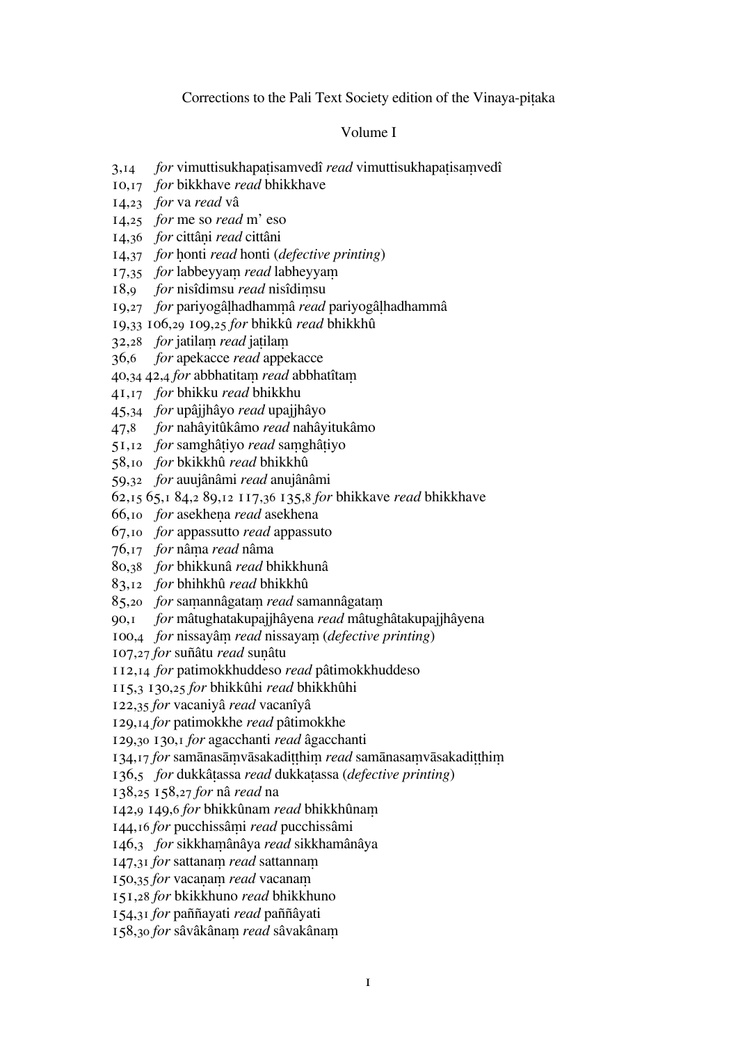Corrections to the Pali Text Society edition of the Vinaya-piṭaka

Volume I

3,14 *for* vimuttisukhapaṭisamvedî *read* vimuttisukhapaṭisaṃvedî
10,17 *for* bikkhave *read* bhikkhave
14,23 *for* va *read* vâ
14,25 *for* me so *read* m' eso
14,36 *for* cittâṇi *read* cittâni
14,37 *for* ḥonti *read* honti (*defective printing*)
17,35 *for* labbeyyaṃ *read* labheyyaṃ
18,9 *for* nisîdimsu *read* nisîdiṃsu
19,27 *for* pariyogâḷhadhammâ *read* pariyogâḷhadhammâ
19,33 106,29 109,25 *for* bhikkû *read* bhikkhû
32,28 *for* jatilaṃ *read* jaṭilaṃ
36,6 *for* apekacce *read* appekacce
40,34 42,4 *for* abbhatitaṃ *read* abbhatîtaṃ
41,17 *for* bhikku *read* bhikkhu
45,34 *for* upâjjhâyo *read* upajjhâyo
47,8 *for* nahâyitûkâmo *read* nahâyitukâmo
51,12 *for* samghâṭiyo *read* saṃghâṭiyo
58,10 *for* bkikkhû *read* bhikkhû
59,32 *for* auujânâmi *read* anujânâmi
62,15 65,1 84,2 89,12 117,36 135,8 *for* bhikkave *read* bhikkhave
66,10 *for* asekheṇa *read* asekhena
67,10 *for* appassutto *read* appassuto
76,17 *for* nâṃa *read* nâma
80,38 *for* bhikkunâ *read* bhikkhunâ
83,12 *for* bhihkhû *read* bhikkhû
85,20 *for* saṃannâgataṃ *read* samannâgataṃ
90,1 *for* mâtughatakupajjhâyena *read* mâtughâtakupajjhâyena
100,4 *for* nissayâṃ *read* nissayaṃ (*defective printing*)
107,27 *for* suñâtu *read* suṇâtu
112,14 *for* patimokkhuddeso *read* pâtimokkhuddeso
115,3 130,25 *for* bhikkûhi *read* bhikkhûhi
122,35 *for* vacaniyâ *read* vacanîyâ
129,14 *for* patimokkhe *read* pâtimokkhe
129,30 130,1 *for* agacchanti *read* âgacchanti
134,17 *for* samānasāṃvāsakadiṭṭhiṃ *read* samānasaṃvāsakadiṭṭhiṃ
136,5 *for* dukkâṭassa *read* dukkaṭassa (*defective printing*)
138,25 158,27 *for* nâ *read* na
142,9 149,6 *for* bhikkûnam *read* bhikkhûnaṃ
144,16 *for* pucchissâṃi *read* pucchissâmi
146,3 *for* sikkhaṃânâya *read* sikkhamânâya
147,31 *for* sattanaṃ *read* sattannaṃ
150,35 *for* vacaṇaṃ *read* vacanaṃ
151,28 *for* bkikkhuno *read* bhikkhuno
154,31 *for* paññayati *read* paññâyati
158,30 *for* sâvâkânaṃ *read* sâvakânaṃ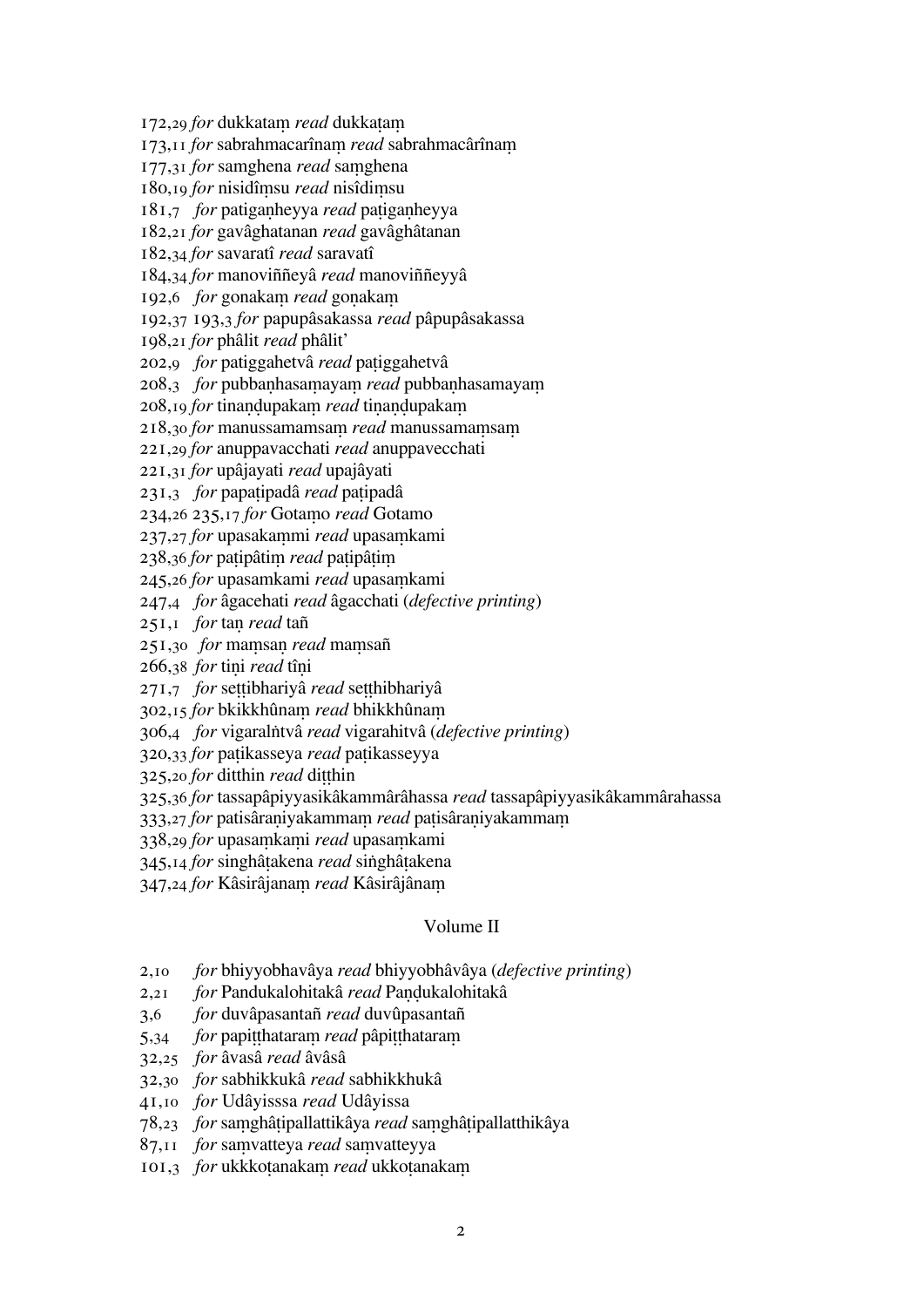172,29 *for* dukkataṃ *read* dukkaṭaṃ  
173,11 *for* sabrahmacarînaṃ *read* sabrahmacârînaṃ  
177,31 *for* samghena *read* saṃghena  
180,19 *for* nisidîṃsu *read* nisîdiṃsu  
181,7 *for* patigaṇheyya *read* paṭigaṇheyya  
182,21 *for* gavâghatanan *read* gavâghâtanan  
182,34 *for* savaratî *read* saravatî  
184,34 *for* manoviññeyâ *read* manoviññeyyâ  
192,6 *for* gonakaṃ *read* goṇakaṃ  
192,37 193,3 *for* papupâsakassa *read* pâpupâsakassa  
198,21 *for* phâlit *read* phâlit'  
202,9 *for* patiggahetvâ *read* paṭiggahetvâ  
208,3 *for* pubbaṇhasaṃayaṃ *read* pubbaṇhasamayaṃ  
208,19 *for* tinaṇḍupakaṃ *read* tiṇaṇḍupakaṃ  
218,30 *for* manussamamsaṃ *read* manussamaṃsaṃ  
221,29 *for* anuppavacchati *read* anuppavecchati  
221,31 *for* upâjayati *read* upajâyati  
231,3 *for* papaṭipadâ *read* paṭipadâ  
234,26 235,17 *for* Gotaṃo *read* Gotamo  
237,27 *for* upasakaṃmi *read* upasaṃkami  
238,36 *for* paṭipâtiṃ *read* paṭipâṭiṃ  
245,26 *for* upasamkami *read* upasaṃkami  
247,4 *for* âgacehati *read* âgacchati (*defective printing*)  
251,1 *for* taṇ *read* tañ  
251,30 *for* maṃsaṇ *read* maṃsañ  
266,38 *for* tiṇi *read* tîṇi  
271,7 *for* seṭṭibhariyâ *read* seṭṭhibhariyâ  
302,15 *for* bkikkhûnaṃ *read* bhikkhûnaṃ  
306,4 *for* vigaralṅtvâ *read* vigarahitvâ (*defective printing*)  
320,33 *for* paṭikasseya *read* paṭikasseyya  
325,20 *for* ditthin *read* diṭṭhin  
325,36 *for* tassapâpiyyasikâkammârâhassa *read* tassapâpiyyasikâkammârahassa  
333,27 *for* patisâraṇiyakammaṃ *read* paṭisâraṇiyakammaṃ  
338,29 *for* upasaṃkaṃi *read* upasaṃkami  
345,14 *for* singhâṭakena *read* siṅghâṭakena  
347,24 *for* Kâsirâjanaṃ *read* Kâsirâjânaṃ

## Volume II

2,10 *for* bhiyyobhavâya *read* bhiyyobhâvâya (*defective printing*)  
2,21 *for* Pandukalohitakâ *read* Paṇḍukalohitakâ  
3,6 *for* duvâpasantañ *read* duvûpasantañ  
5,34 *for* papiṭṭhataraṃ *read* pâpiṭṭhataraṃ  
32,25 *for* âvasâ *read* âvâsâ  
32,30 *for* sabhikkukâ *read* sabhikkhukâ  
41,10 *for* Udâyisssa *read* Udâyissa  
78,23 *for* saṃghâṭipallattikâya *read* saṃghâṭipallatthikâya  
87,11 *for* saṃvatteya *read* saṃvatteyya  
101,3 *for* ukkkoṭanakaṃ *read* ukkoṭanakaṃ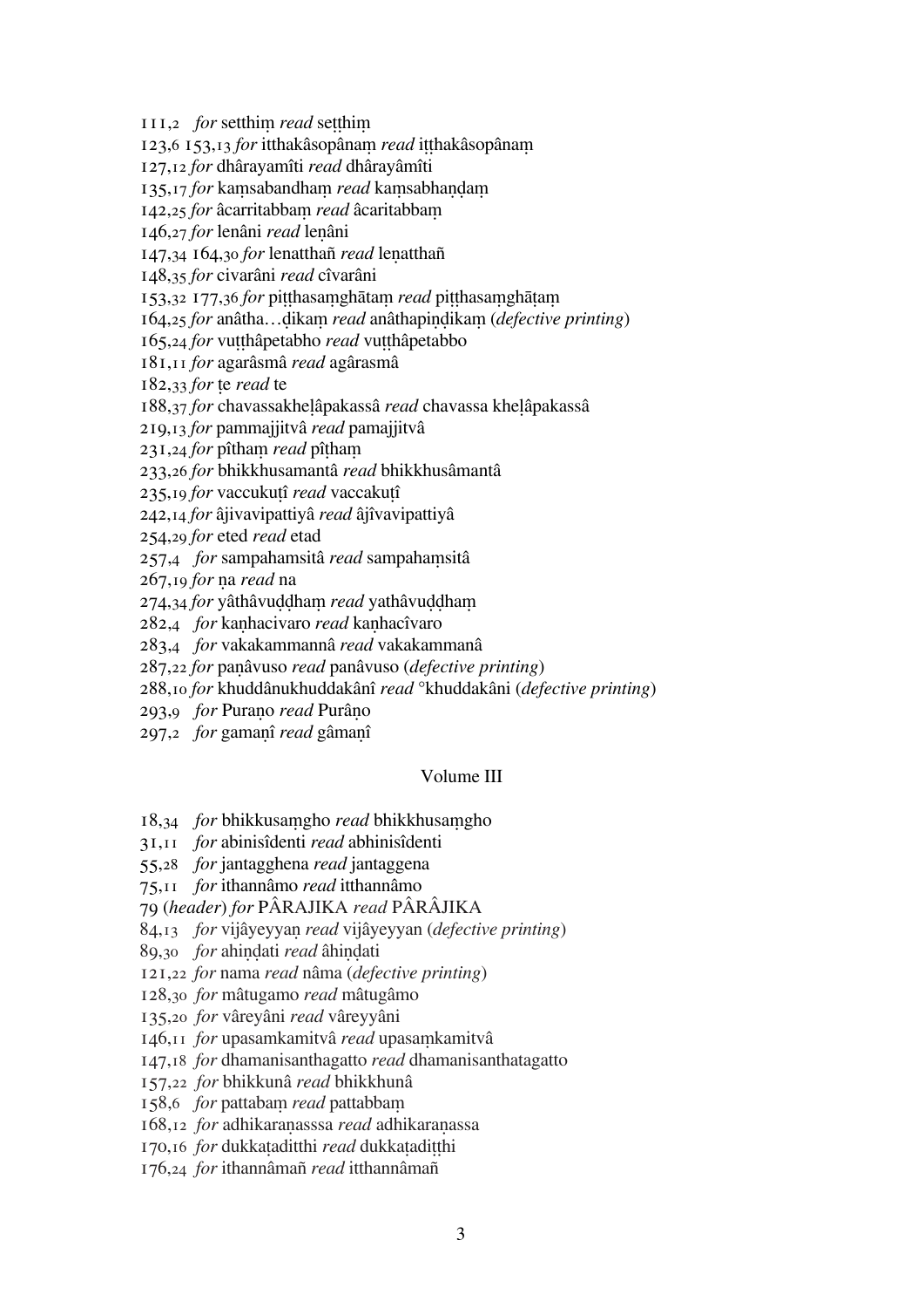111,2 *for* setthiṃ *read* seṭṭhiṃ

123,6 153,13 *for* itthakâsopânaṃ *read* iṭṭhakâsopânaṃ

127,12 *for* dhârayamîti *read* dhârayâmîti

135,17 *for* kaṃsabandhaṃ *read* kaṃsabhaṇḍaṃ

142,25 *for* âcarritabbaṃ *read* âcaritabbaṃ

146,27 *for* lenâni *read* leṇâni

147,34 164,30 *for* lenatthañ *read* leṇatthañ

148,35 *for* civarâni *read* cîvarâni

153,32 177,36 *for* piṭṭhasaṃghātaṃ *read* piṭṭhasaṃghāṭaṃ

164,25 *for* anâtha…ḍikaṃ *read* anâthapiṇḍikaṃ (*defective printing*)

165,24 *for* vuṭṭhâpetabho *read* vuṭṭhâpetabbo

181,11 *for* agarâsmâ *read* agârasmâ

182,33 *for* ṭe *read* te

188,37 *for* chavassakheḷâpakassâ *read* chavassa kheḷâpakassâ

219,13 *for* pammajjitvâ *read* pamajjitvâ

231,24 *for* pîthaṃ *read* pîṭhaṃ

233,26 *for* bhikkhusamantâ *read* bhikkhusâmantâ

235,19 *for* vaccukuṭî *read* vaccakuṭî

242,14 *for* âjivavipattiyâ *read* âjîvavipattiyâ

254,29 *for* eted *read* etad

257,4 *for* sampahamsitâ *read* sampahaṃsitâ

267,19 *for* ṇa *read* na

274,34 *for* yâthâvuḍḍhaṃ *read* yathâvuḍḍhaṃ

282,4 *for* kaṇhacivaro *read* kaṇhacîvaro

283,4 *for* vakakammannâ *read* vakakammanâ

287,22 *for* paṇâvuso *read* panâvuso (*defective printing*)

288,10 *for* khuddânukhuddakânî *read* °khuddakâni (*defective printing*)

293,9 *for* Puraṇo *read* Purâṇo

297,2 *for* gamaṇî *read* gâmaṇî

## Volume III

18,34 *for* bhikkusaṃgho *read* bhikkhusaṃgho

31,11 *for* abinisîdenti *read* abhinisîdenti

55,28 *for* jantagghena *read* jantaggena

75,11 *for* ithannâmo *read* itthannâmo

79 (*header*) *for* PÂRAJIKA *read* PÂRÂJIKA

84,13 *for* vijâyeyyaṇ *read* vijâyeyyan (*defective printing*)

89,30 *for* ahiṇḍati *read* âhiṇḍati

121,22 *for* nama *read* nâma (*defective printing*)

128,30 *for* mâtugamo *read* mâtugâmo

135,20 *for* vâreyâni *read* vâreyyâni

146,11 *for* upasamkamitvâ *read* upasaṃkamitvâ

147,18 *for* dhamanisanthagatto *read* dhamanisanthatagatto

157,22 *for* bhikkunâ *read* bhikkhunâ

158,6 *for* pattabaṃ *read* pattabbaṃ

168,12 *for* adhikaraṇasssa *read* adhikaraṇassa

170,16 *for* dukkaṭaditthi *read* dukkaṭadiṭṭhi

176,24 *for* ithannâmañ *read* itthannâmañ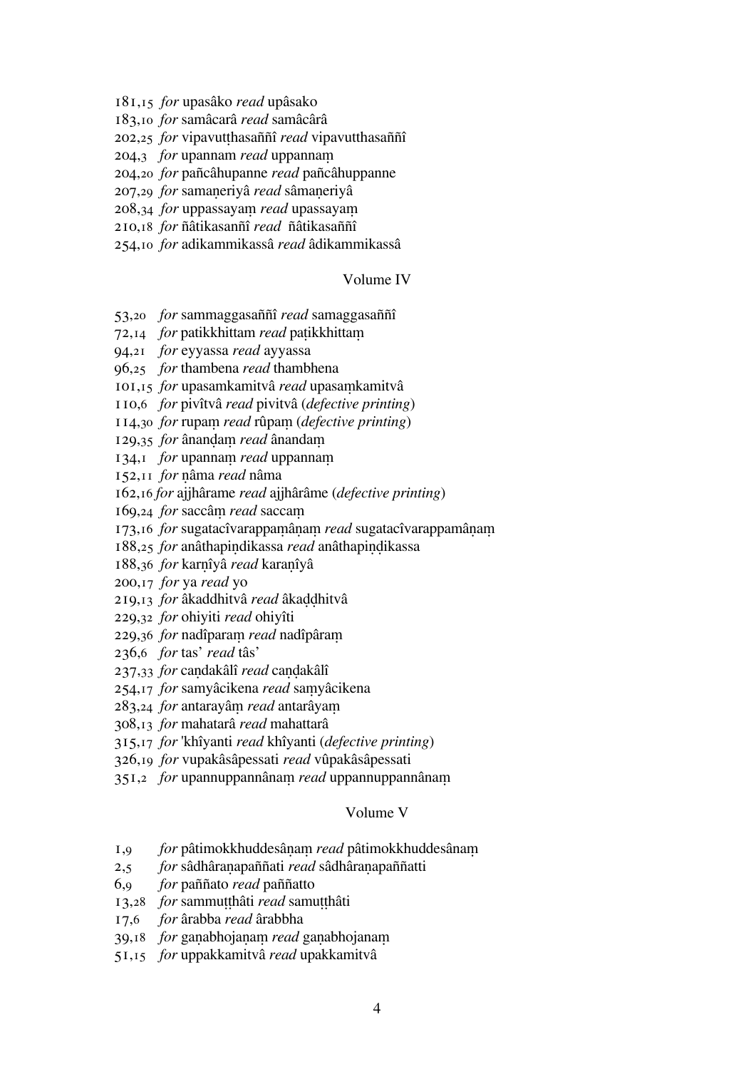181,15 *for* upasâko *read* upâsako
183,10 *for* samâcarâ *read* samâcârâ
202,25 *for* vipavutṭhasaññî *read* vipavutthasaññî
204,3 *for* upannam *read* uppannaṃ
204,20 *for* pañcâhupanne *read* pañcâhuppanne
207,29 *for* samaṇeriyâ *read* sâmaṇeriyâ
208,34 *for* uppassayaṃ *read* upassayaṃ
210,18 *for* ñâtikasanñî *read* ñâtikasaññî
254,10 *for* adikammikassâ *read* âdikammikassâ

## Volume IV

53,20 *for* sammaggasaññî *read* samaggasaññî
72,14 *for* patikkhittam *read* paṭikkhittaṃ
94,21 *for* eyyassa *read* ayyassa
96,25 *for* thambena *read* thambhena
101,15 *for* upasamkamitvâ *read* upasaṃkamitvâ
110,6 *for* pivîtvâ *read* pivitvâ (*defective printing*)
114,30 *for* rupaṃ *read* rûpaṃ (*defective printing*)
129,35 *for* ânanḍaṃ *read* ânandaṃ
134,1 *for* upannaṃ *read* uppannaṃ
152,11 *for* ṇâma *read* nâma
162,16 *for* ajjhârame *read* ajjhârâme (*defective printing*)
169,24 *for* saccâṃ *read* saccaṃ
173,16 *for* sugatacîvarappaṃâṇaṃ *read* sugatacîvarappamâṇaṃ
188,25 *for* anâthapindikassa *read* anâthapiṇḍikassa
188,36 *for* karṇîyâ *read* karaṇîyâ
200,17 *for* ya *read* yo
219,13 *for* âkaddhitvâ *read* âkaḍḍhitvâ
229,32 *for* ohiyiti *read* ohiyîti
229,36 *for* nadîparaṃ *read* nadîpâraṃ
236,6 *for* tas' *read* tâs'
237,33 *for* caṇdakâlî *read* caṇḍakâlî
254,17 *for* samyâcikena *read* saṃyâcikena
283,24 *for* antarayâṃ *read* antarâyaṃ
308,13 *for* mahatarâ *read* mahattarâ
315,17 *for* 'khîyanti *read* khîyanti (*defective printing*)
326,19 *for* vupakâsâpessati *read* vûpakâsâpessati
351,2 *for* upannuppannânaṃ *read* uppannuppannânaṃ

## Volume V

1,9 *for* pâtimokkhuddesâṇaṃ *read* pâtimokkhuddesânaṃ
2,5 *for* sâdhâraṇapaññati *read* sâdhâraṇapaññatti
6,9 *for* paññato *read* paññatto
13,28 *for* sammuṭṭhâti *read* samuṭṭhâti
17,6 *for* ârabba *read* ârabbha
39,18 *for* gaṇabhojaṇaṃ *read* gaṇabhojanaṃ
51,15 *for* uppakkamitvâ *read* upakkamitvâ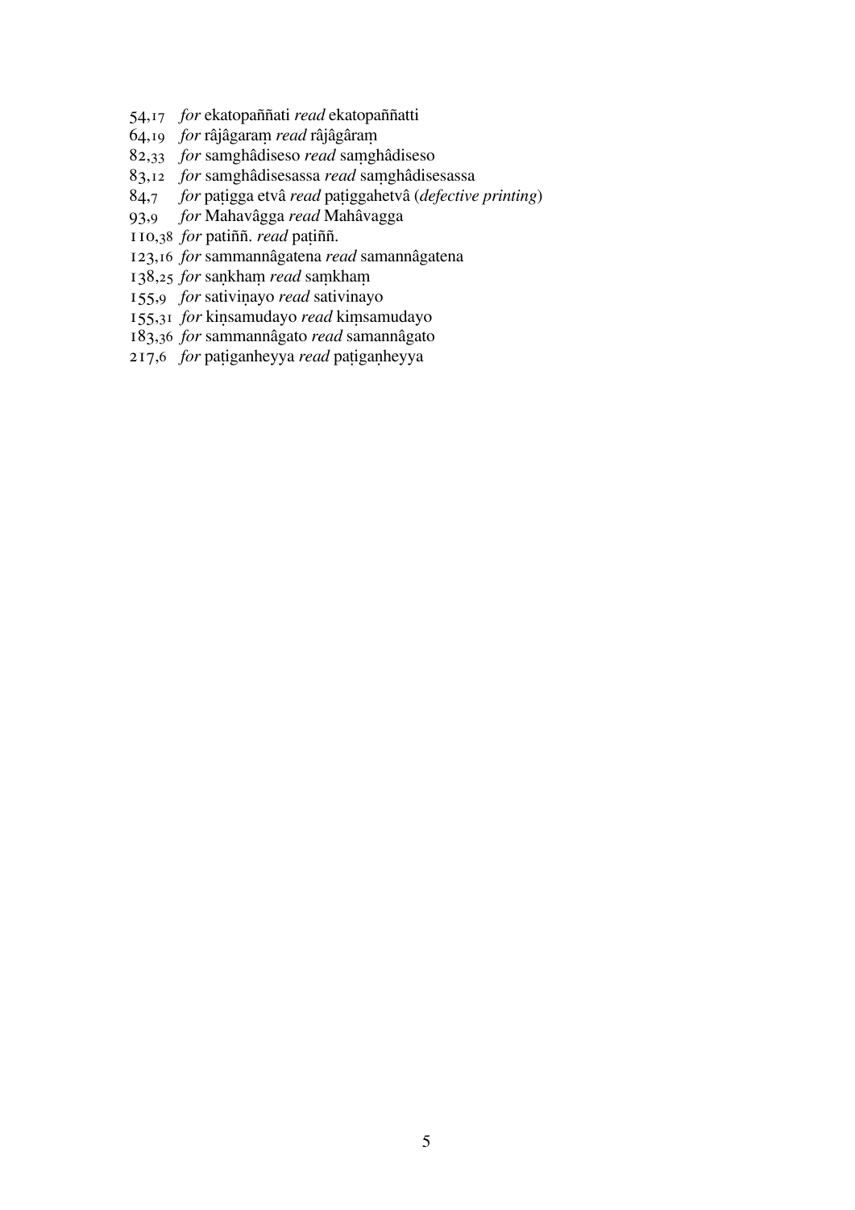54,17 *for* ekatopaññati *read* ekatopaññatti  
64,19 *for* râjâgaraṃ *read* râjâgâraṃ  
82,33 *for* samghâdiseso *read* saṃghâdiseso  
83,12 *for* samghâdisesassa *read* saṃghâdisesassa  
84,7 *for* paṭigga etvâ *read* paṭiggahetvâ (*defective printing*)  
93,9 *for* Mahavâgga *read* Mahâvagga  
110,38 *for* patiññ. *read* paṭiññ.  
123,16 *for* sammannâgatena *read* samannâgatena  
138,25 *for* saṇkhaṃ *read* saṃkhaṃ  
155,9 *for* sativiṇayo *read* sativinayo  
155,31 *for* kiṇsamudayo *read* kiṃsamudayo  
183,36 *for* sammannâgato *read* samannâgato  
217,6 *for* paṭiganheyya *read* paṭigaṇheyya